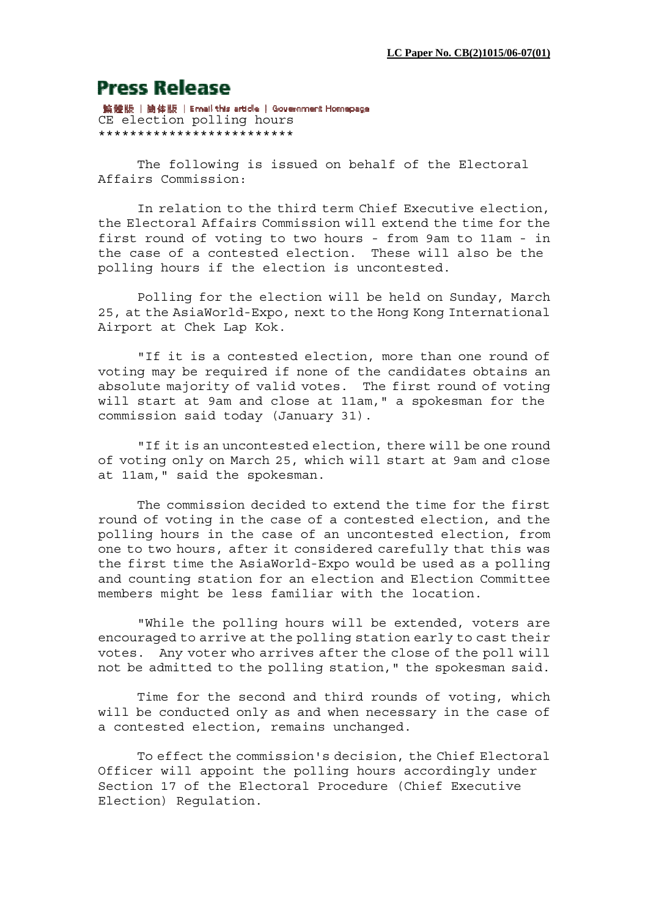**LC Paper No. CB(2)1015/06-07(01)**

# Press Release

繁體版 | 簡体版 | Email this article | Government Homepage

CE election polling hours
*************************

The following is issued on behalf of the Electoral Affairs Commission:

In relation to the third term Chief Executive election, the Electoral Affairs Commission will extend the time for the first round of voting to two hours - from 9am to 11am - in the case of a contested election. These will also be the polling hours if the election is uncontested.

Polling for the election will be held on Sunday, March 25, at the AsiaWorld-Expo, next to the Hong Kong International Airport at Chek Lap Kok.

"If it is a contested election, more than one round of voting may be required if none of the candidates obtains an absolute majority of valid votes. The first round of voting will start at 9am and close at 11am," a spokesman for the commission said today (January 31).

"If it is an uncontested election, there will be one round of voting only on March 25, which will start at 9am and close at 11am," said the spokesman.

The commission decided to extend the time for the first round of voting in the case of a contested election, and the polling hours in the case of an uncontested election, from one to two hours, after it considered carefully that this was the first time the AsiaWorld-Expo would be used as a polling and counting station for an election and Election Committee members might be less familiar with the location.

"While the polling hours will be extended, voters are encouraged to arrive at the polling station early to cast their votes. Any voter who arrives after the close of the poll will not be admitted to the polling station," the spokesman said.

Time for the second and third rounds of voting, which will be conducted only as and when necessary in the case of a contested election, remains unchanged.

To effect the commission's decision, the Chief Electoral Officer will appoint the polling hours accordingly under Section 17 of the Electoral Procedure (Chief Executive Election) Regulation.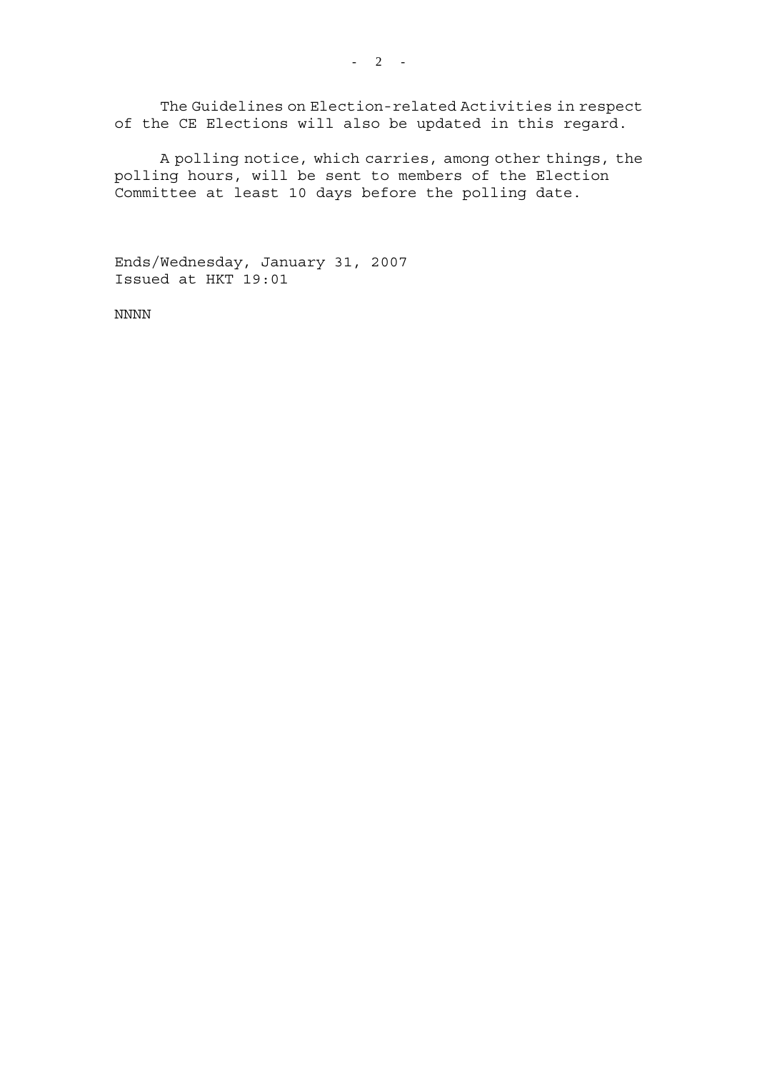The Guidelines on Election-related Activities in respect of the CE Elections will also be updated in this regard.

A polling notice, which carries, among other things, the polling hours, will be sent to members of the Election Committee at least 10 days before the polling date.

Ends/Wednesday, January 31, 2007
Issued at HKT 19:01

NNNN